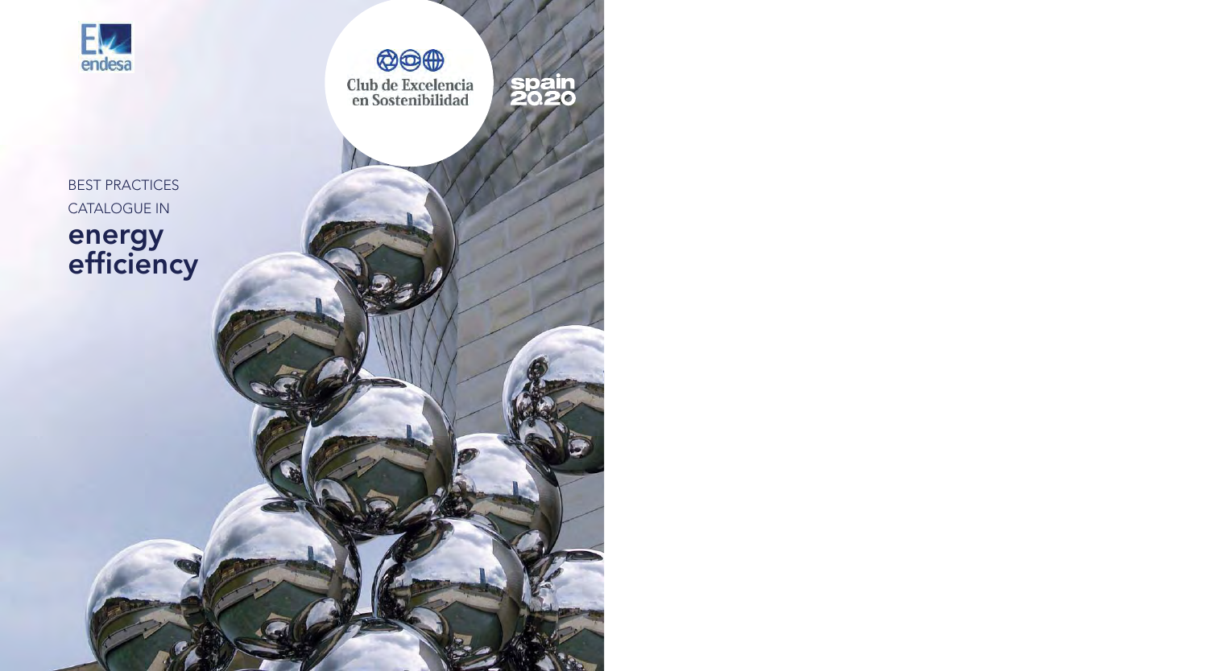endesa

Club de Excelencia en Sostenibilidad

spain 2020

BEST PRACTICES CATALOGUE IN

# energy efficiency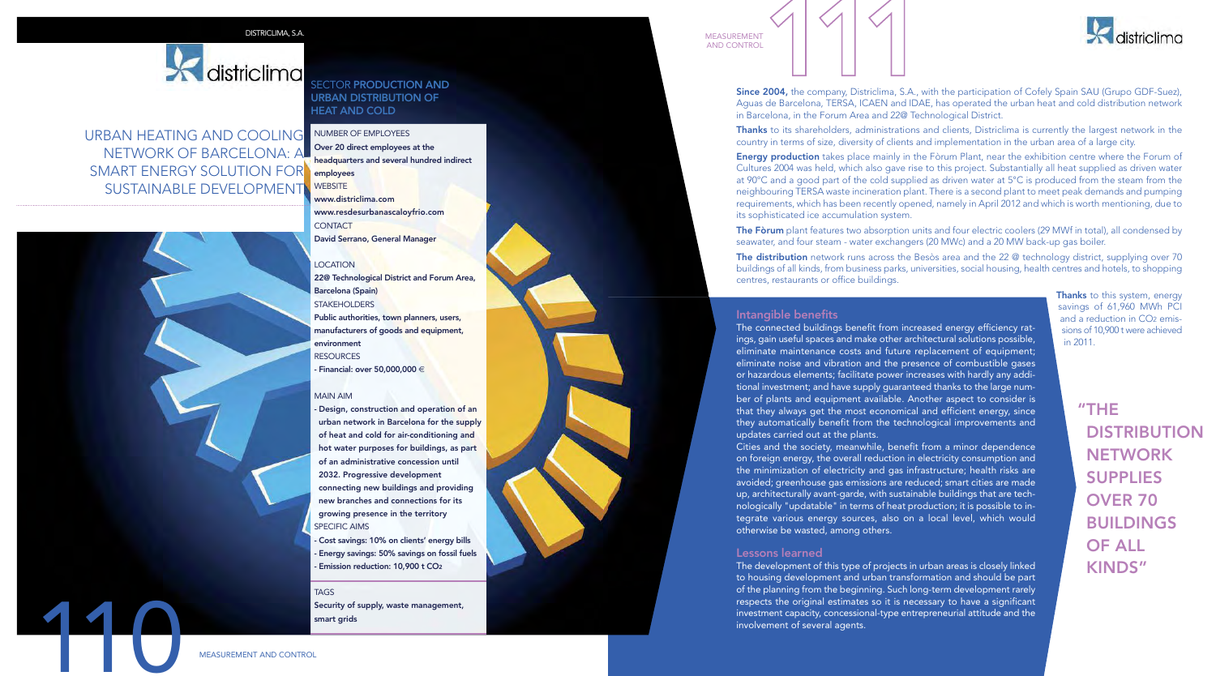# URBAN HEATING AND COOLING NETWORK OF BARCELONA: A SMART ENERGY SOLUTION FOR SUSTAINABLE DEVELOPMENT

SECTOR **PRODUCTION AND URBAN DISTRIBUTION OF HEAT AND COLD**

NUMBER OF EMPLOYEES
**Over 20 direct employees at the headquarters and several hundred indirect employees**

WEBSITE
**www.districlima.com**
**www.resdesurbanascaloyfrio.com**

CONTACT
**David Serrano, General Manager**

LOCATION
**22@ Technological District and Forum Area, Barcelona (Spain)**

STAKEHOLDERS
**Public authorities, town planners, users, manufacturers of goods and equipment, environment**

RESOURCES
**- Financial: over 50,000,000 €**

MAIN AIM
**- Design, construction and operation of an urban network in Barcelona for the supply of heat and cold for air-conditioning and hot water purposes for buildings, as part of an administrative concession until 2032. Progressive development connecting new buildings and providing new branches and connections for its growing presence in the territory**

SPECIFIC AIMS
**- Cost savings: 10% on clients' energy bills**
**- Energy savings: 50% savings on fossil fuels**
**- Emission reduction: 10,900 t $CO_2$**

TAGS
**Security of supply, waste management, smart grids**

**Since 2004,** the company, Districlima, S.A., with the participation of Cofely Spain SAU (Grupo GDF-Suez), Aguas de Barcelona, TERSA, ICAEN and IDAE, has operated the urban heat and cold distribution network in Barcelona, in the Forum Area and 22@ Technological District.

**Thanks** to its shareholders, administrations and clients, Districlima is currently the largest network in the country in terms of size, diversity of clients and implementation in the urban area of a large city.

**Energy production** takes place mainly in the Fòrum Plant, near the exhibition centre where the Forum of Cultures 2004 was held, which also gave rise to this project. Substantially all heat supplied as driven water at 90°C and a good part of the cold supplied as driven water at 5°C is produced from the steam from the neighbouring TERSA waste incineration plant. There is a second plant to meet peak demands and pumping requirements, which has been recently opened, namely in April 2012 and which is worth mentioning, due to its sophisticated ice accumulation system.

**The Fòrum** plant features two absorption units and four electric coolers (29 MWf in total), all condensed by seawater, and four steam - water exchangers (20 MWc) and a 20 MW back-up gas boiler.

**The distribution** network runs across the Besòs area and the 22 @ technology district, supplying over 70 buildings of all kinds, from business parks, universities, social housing, health centres and hotels, to shopping centres, restaurants or office buildings.

**Thanks** to this system, energy savings of 61,960 MWh PCI and a reduction in $CO_2$ emissions of 10,900 t were achieved in 2011.

## Intangible benefits

The connected buildings benefit from increased energy efficiency ratings, gain useful spaces and make other architectural solutions possible, eliminate maintenance costs and future replacement of equipment; eliminate noise and vibration and the presence of combustible gases or hazardous elements; facilitate power increases with hardly any additional investment; and have supply guaranteed thanks to the large number of plants and equipment available. Another aspect to consider is that they always get the most economical and efficient energy, since they automatically benefit from the technological improvements and updates carried out at the plants.

Cities and the society, meanwhile, benefit from a minor dependence on foreign energy, the overall reduction in electricity consumption and the minimization of electricity and gas infrastructure; health risks are avoided; greenhouse gas emissions are reduced; smart cities are made up, architecturally avant-garde, with sustainable buildings that are technologically "updatable" in terms of heat production; it is possible to integrate various energy sources, also on a local level, which would otherwise be wasted, among others.

## Lessons learned

The development of this type of projects in urban areas is closely linked to housing development and urban transformation and should be part of the planning from the beginning. Such long-term development rarely respects the original estimates so it is necessary to have a significant investment capacity, concessional-type entrepreneurial attitude and the involvement of several agents.

**"THE DISTRIBUTION NETWORK SUPPLIES OVER 70 BUILDINGS OF ALL KINDS"**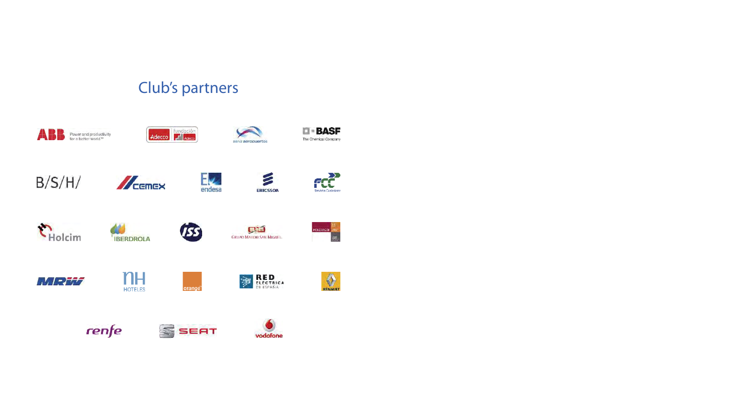## Club's partners

ABB Power and productivity for a better world™

Adecco fundación Adecco

aena aeropuertos

BASF The Chemical Company

B/S/H/

CEMEX

endesa

ERICSSON

FCC Servicios Ciudadanos

Holcim

IBERDROLA

ISS

Grupo Mahou San Miguel

MONDRAGON

MRW

NH HOTELES

orange

RED ELÉCTRICA DE ESPAÑA

RENAULT

renfe

SEAT

vodafone